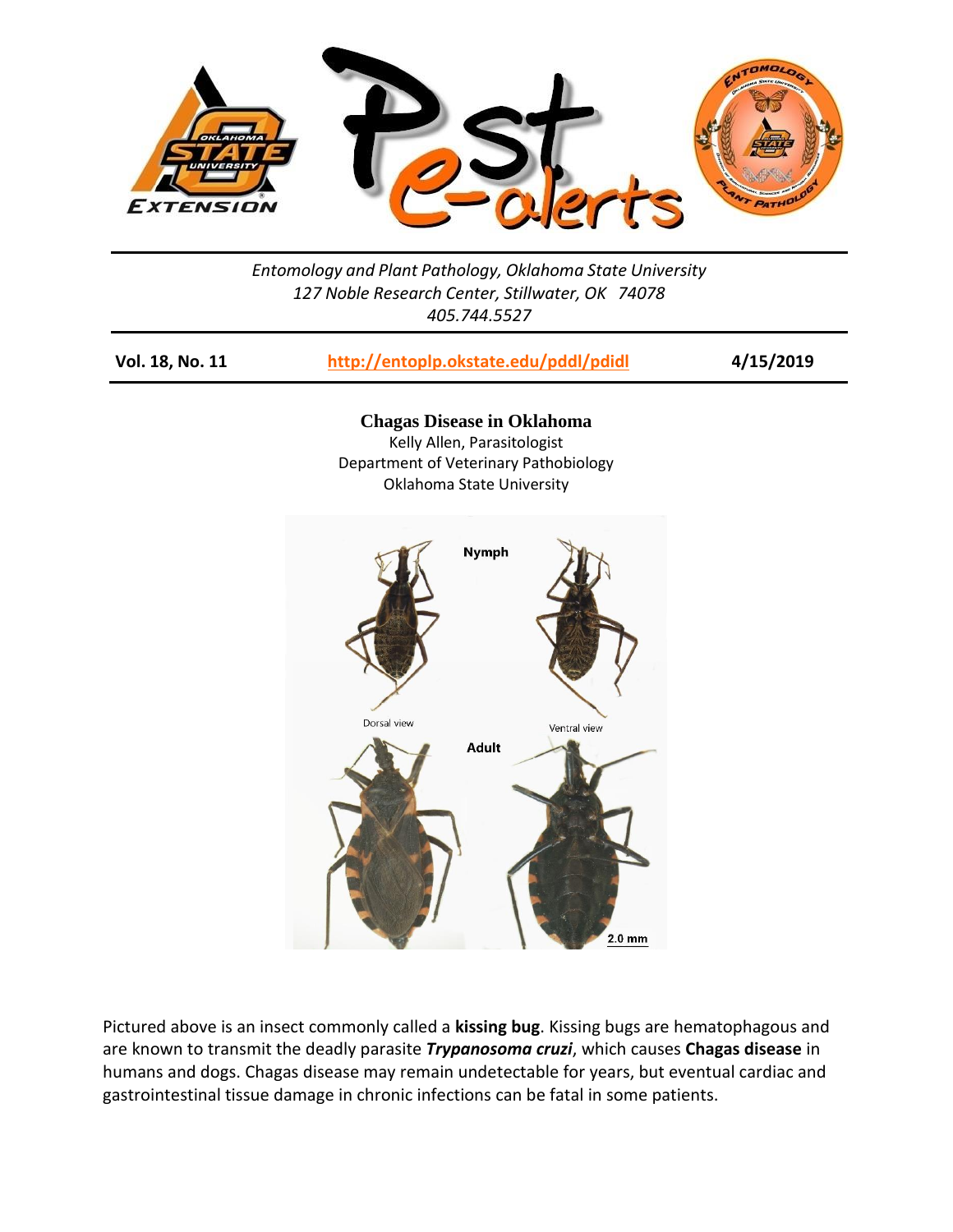Entomology and Plant Pathology, Oklahoma State University
127 Noble Research Center, Stillwater, OK 74078
405.744.5527

**Vol. 18, No. 11** | **http://entoplp.okstate.edu/pddl/pdidl** | **4/15/2019**

# Chagas Disease in Oklahoma

Kelly Allen, Parasitologist
Department of Veterinary Pathobiology
Oklahoma State University

Pictured above is an insect commonly called a **kissing bug**. Kissing bugs are hematophagous and are known to transmit the deadly parasite ***Trypanosoma cruzi***, which causes **Chagas disease** in humans and dogs. Chagas disease may remain undetectable for years, but eventual cardiac and gastrointestinal tissue damage in chronic infections can be fatal in some patients.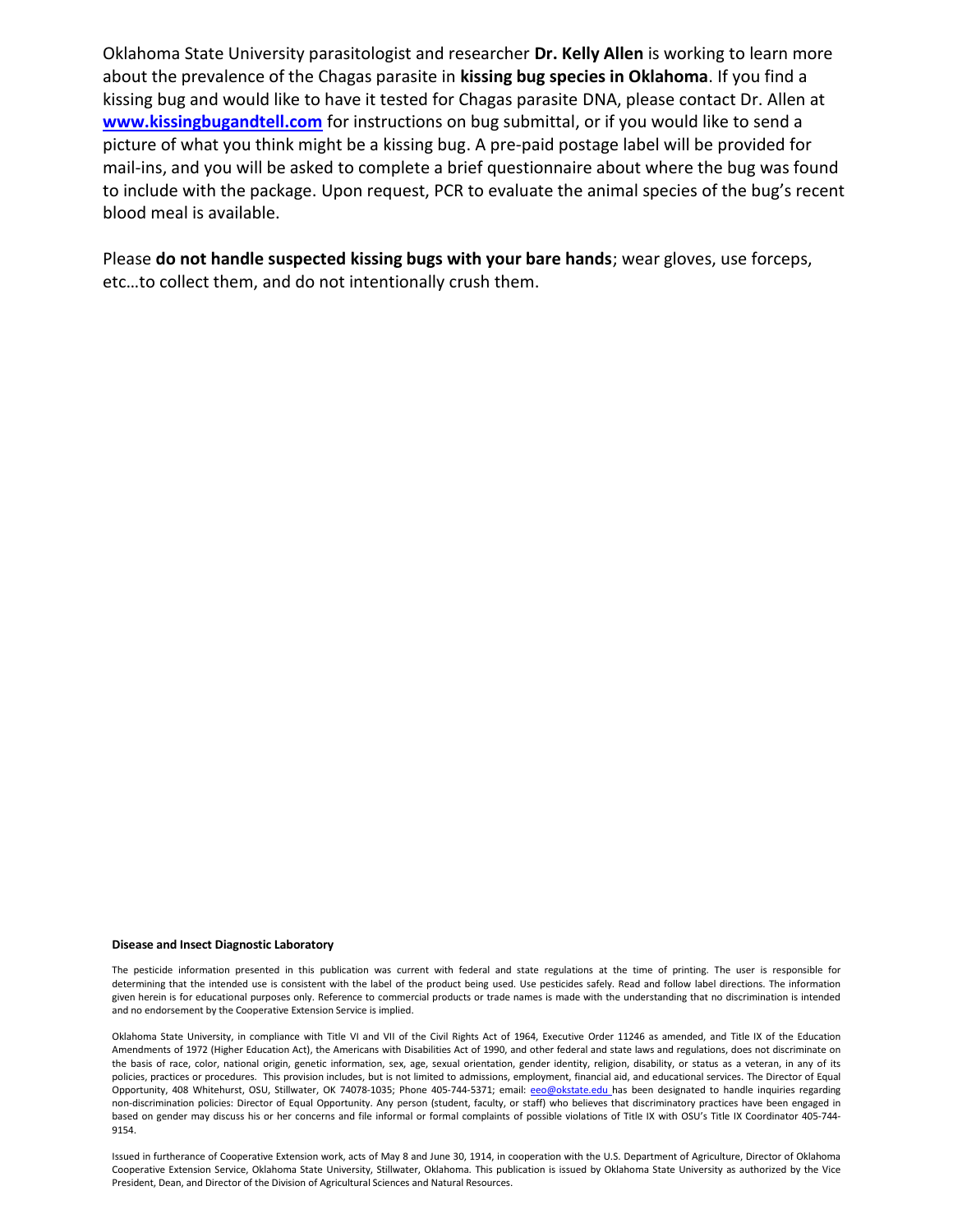Oklahoma State University parasitologist and researcher **Dr. Kelly Allen** is working to learn more about the prevalence of the Chagas parasite in **kissing bug species in Oklahoma**. If you find a kissing bug and would like to have it tested for Chagas parasite DNA, please contact Dr. Allen at **[www.kissingbugandtell.com](http://www.kissingbugandtell.com)** for instructions on bug submittal, or if you would like to send a picture of what you think might be a kissing bug. A pre-paid postage label will be provided for mail-ins, and you will be asked to complete a brief questionnaire about where the bug was found to include with the package. Upon request, PCR to evaluate the animal species of the bug's recent blood meal is available.

Please **do not handle suspected kissing bugs with your bare hands**; wear gloves, use forceps, etc…to collect them, and do not intentionally crush them.

**Disease and Insect Diagnostic Laboratory**

The pesticide information presented in this publication was current with federal and state regulations at the time of printing. The user is responsible for determining that the intended use is consistent with the label of the product being used. Use pesticides safely. Read and follow label directions. The information given herein is for educational purposes only. Reference to commercial products or trade names is made with the understanding that no discrimination is intended and no endorsement by the Cooperative Extension Service is implied.

Oklahoma State University, in compliance with Title VI and VII of the Civil Rights Act of 1964, Executive Order 11246 as amended, and Title IX of the Education Amendments of 1972 (Higher Education Act), the Americans with Disabilities Act of 1990, and other federal and state laws and regulations, does not discriminate on the basis of race, color, national origin, genetic information, sex, age, sexual orientation, gender identity, religion, disability, or status as a veteran, in any of its policies, practices or procedures. This provision includes, but is not limited to admissions, employment, financial aid, and educational services. The Director of Equal Opportunity, 408 Whitehurst, OSU, Stillwater, OK 74078-1035; Phone 405-744-5371; email: eeo@okstate.edu has been designated to handle inquiries regarding non-discrimination policies: Director of Equal Opportunity. Any person (student, faculty, or staff) who believes that discriminatory practices have been engaged in based on gender may discuss his or her concerns and file informal or formal complaints of possible violations of Title IX with OSU's Title IX Coordinator 405-744-9154.

Issued in furtherance of Cooperative Extension work, acts of May 8 and June 30, 1914, in cooperation with the U.S. Department of Agriculture, Director of Oklahoma Cooperative Extension Service, Oklahoma State University, Stillwater, Oklahoma. This publication is issued by Oklahoma State University as authorized by the Vice President, Dean, and Director of the Division of Agricultural Sciences and Natural Resources.